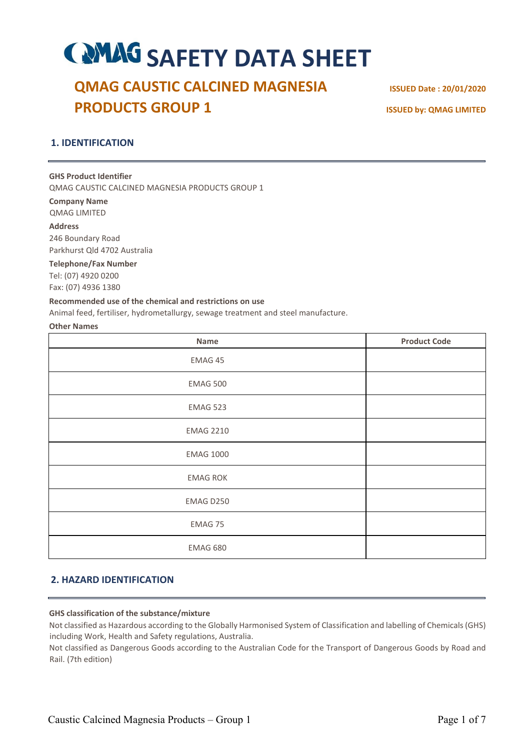# QMAG SAFETY DATA SHEET

## QMAG CAUSTIC CALCINED MAGNESIA PRODUCTS GROUP 1

**ISSUED Date : 20/01/2020**

**ISSUED by: QMAG LIMITED**

## 1. IDENTIFICATION

**GHS Product Identifier**
QMAG CAUSTIC CALCINED MAGNESIA PRODUCTS GROUP 1

**Company Name**
QMAG LIMITED

**Address**
246 Boundary Road
Parkhurst Qld 4702 Australia

**Telephone/Fax Number**
Tel: (07) 4920 0200
Fax: (07) 4936 1380

**Recommended use of the chemical and restrictions on use**
Animal feed, fertiliser, hydrometallurgy, sewage treatment and steel manufacture.

**Other Names**

| Name | Product Code |
|---|---|
| EMAG 45 | |
| EMAG 500 | |
| EMAG 523 | |
| EMAG 2210 | |
| EMAG 1000 | |
| EMAG ROK | |
| EMAG D250 | |
| EMAG 75 | |
| EMAG 680 | |

## 2. HAZARD IDENTIFICATION

**GHS classification of the substance/mixture**
Not classified as Hazardous according to the Globally Harmonised System of Classification and labelling of Chemicals (GHS) including Work, Health and Safety regulations, Australia.
Not classified as Dangerous Goods according to the Australian Code for the Transport of Dangerous Goods by Road and Rail. (7th edition)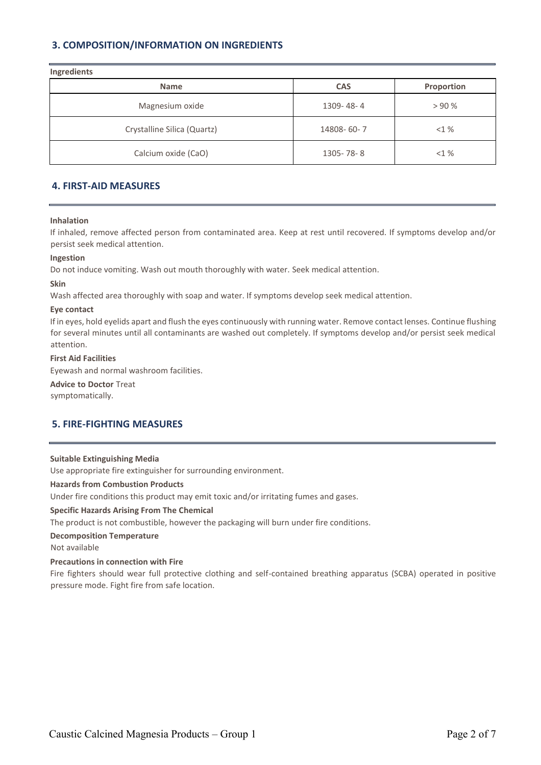## 3. COMPOSITION/INFORMATION ON INGREDIENTS

**Ingredients**

| Name | CAS | Proportion |
|---|---|---|
| Magnesium oxide | 1309- 48- 4 | > 90 % |
| Crystalline Silica (Quartz) | 14808- 60- 7 | <1 % |
| Calcium oxide (CaO) | 1305- 78- 8 | <1 % |

## 4. FIRST-AID MEASURES

**Inhalation**

If inhaled, remove affected person from contaminated area. Keep at rest until recovered. If symptoms develop and/or persist seek medical attention.

**Ingestion**

Do not induce vomiting. Wash out mouth thoroughly with water. Seek medical attention.

**Skin**

Wash affected area thoroughly with soap and water. If symptoms develop seek medical attention.

**Eye contact**

If in eyes, hold eyelids apart and flush the eyes continuously with running water. Remove contact lenses. Continue flushing for several minutes until all contaminants are washed out completely. If symptoms develop and/or persist seek medical attention.

**First Aid Facilities**

Eyewash and normal washroom facilities.

**Advice to Doctor** Treat symptomatically.

## 5. FIRE-FIGHTING MEASURES

**Suitable Extinguishing Media**

Use appropriate fire extinguisher for surrounding environment.

**Hazards from Combustion Products**

Under fire conditions this product may emit toxic and/or irritating fumes and gases.

**Specific Hazards Arising From The Chemical**

The product is not combustible, however the packaging will burn under fire conditions.

**Decomposition Temperature**

Not available

**Precautions in connection with Fire**

Fire fighters should wear full protective clothing and self-contained breathing apparatus (SCBA) operated in positive pressure mode. Fight fire from safe location.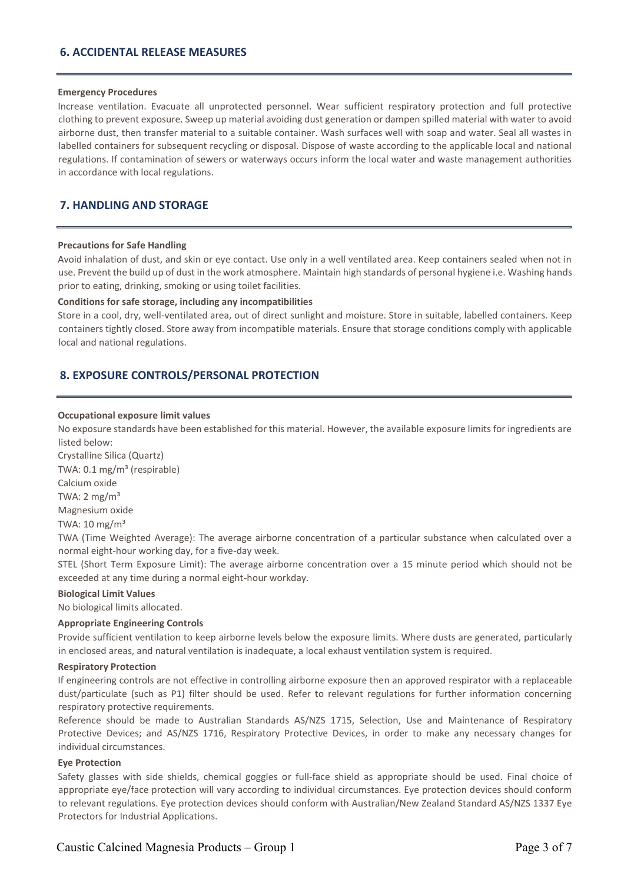## 6. ACCIDENTAL RELEASE MEASURES

**Emergency Procedures**

Increase ventilation. Evacuate all unprotected personnel. Wear sufficient respiratory protection and full protective clothing to prevent exposure. Sweep up material avoiding dust generation or dampen spilled material with water to avoid airborne dust, then transfer material to a suitable container. Wash surfaces well with soap and water. Seal all wastes in labelled containers for subsequent recycling or disposal. Dispose of waste according to the applicable local and national regulations. If contamination of sewers or waterways occurs inform the local water and waste management authorities in accordance with local regulations.

## 7. HANDLING AND STORAGE

**Precautions for Safe Handling**

Avoid inhalation of dust, and skin or eye contact. Use only in a well ventilated area. Keep containers sealed when not in use. Prevent the build up of dust in the work atmosphere. Maintain high standards of personal hygiene i.e. Washing hands prior to eating, drinking, smoking or using toilet facilities.

**Conditions for safe storage, including any incompatibilities**

Store in a cool, dry, well-ventilated area, out of direct sunlight and moisture. Store in suitable, labelled containers. Keep containers tightly closed. Store away from incompatible materials. Ensure that storage conditions comply with applicable local and national regulations.

## 8. EXPOSURE CONTROLS/PERSONAL PROTECTION

**Occupational exposure limit values**

No exposure standards have been established for this material. However, the available exposure limits for ingredients are listed below:

Crystalline Silica (Quartz)
TWA: 0.1 mg/m³ (respirable)
Calcium oxide
TWA: 2 mg/m³
Magnesium oxide
TWA: 10 mg/m³

TWA (Time Weighted Average): The average airborne concentration of a particular substance when calculated over a normal eight-hour working day, for a five-day week.

STEL (Short Term Exposure Limit): The average airborne concentration over a 15 minute period which should not be exceeded at any time during a normal eight-hour workday.

**Biological Limit Values**

No biological limits allocated.

**Appropriate Engineering Controls**

Provide sufficient ventilation to keep airborne levels below the exposure limits. Where dusts are generated, particularly in enclosed areas, and natural ventilation is inadequate, a local exhaust ventilation system is required.

**Respiratory Protection**

If engineering controls are not effective in controlling airborne exposure then an approved respirator with a replaceable dust/particulate (such as P1) filter should be used. Refer to relevant regulations for further information concerning respiratory protective requirements.

Reference should be made to Australian Standards AS/NZS 1715, Selection, Use and Maintenance of Respiratory Protective Devices; and AS/NZS 1716, Respiratory Protective Devices, in order to make any necessary changes for individual circumstances.

**Eye Protection**

Safety glasses with side shields, chemical goggles or full-face shield as appropriate should be used. Final choice of appropriate eye/face protection will vary according to individual circumstances. Eye protection devices should conform to relevant regulations. Eye protection devices should conform with Australian/New Zealand Standard AS/NZS 1337 Eye Protectors for Industrial Applications.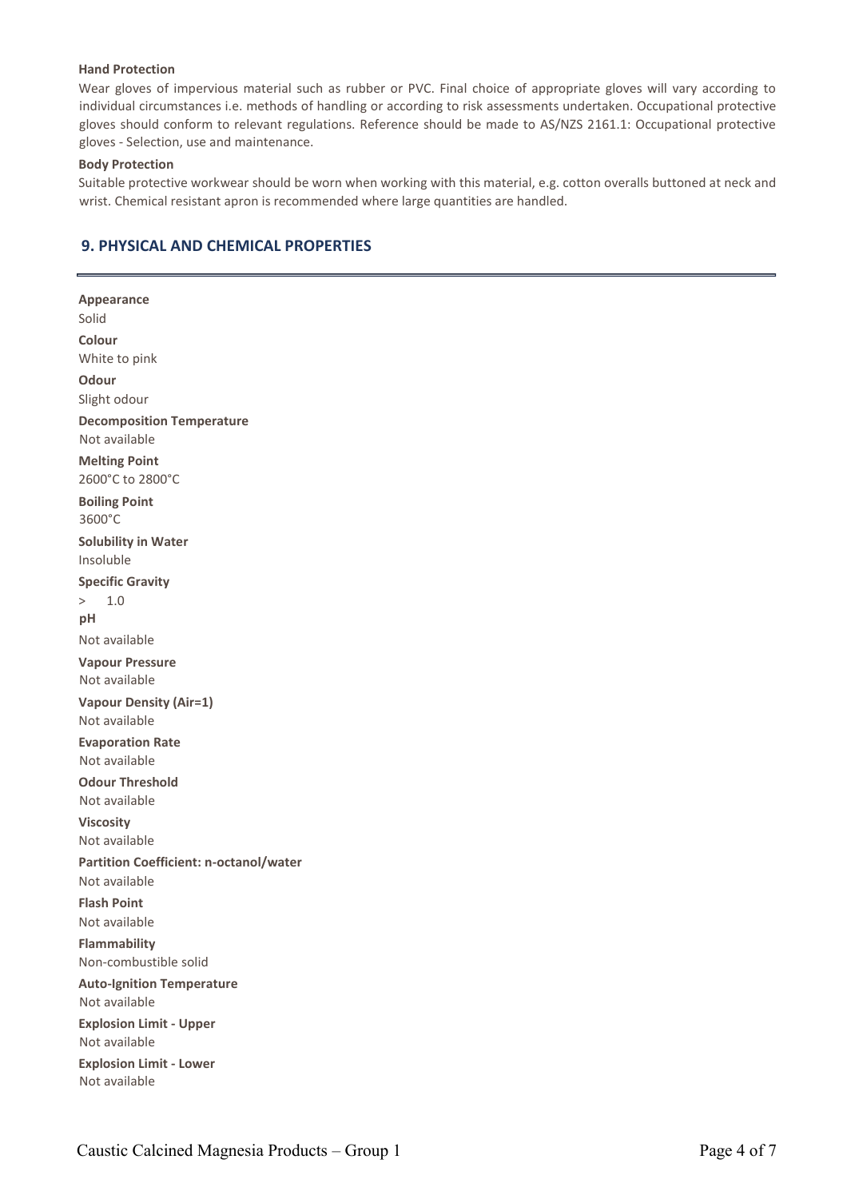**Hand Protection**

Wear gloves of impervious material such as rubber or PVC. Final choice of appropriate gloves will vary according to individual circumstances i.e. methods of handling or according to risk assessments undertaken. Occupational protective gloves should conform to relevant regulations. Reference should be made to AS/NZS 2161.1: Occupational protective gloves - Selection, use and maintenance.

**Body Protection**

Suitable protective workwear should be worn when working with this material, e.g. cotton overalls buttoned at neck and wrist. Chemical resistant apron is recommended where large quantities are handled.

## 9. PHYSICAL AND CHEMICAL PROPERTIES

**Appearance**
Solid

**Colour**
White to pink

**Odour**
Slight odour

**Decomposition Temperature**
Not available

**Melting Point**
2600°C to 2800°C

**Boiling Point**
3600°C

**Solubility in Water**
Insoluble

**Specific Gravity**
$> 1.0$

**pH**
Not available

**Vapour Pressure**
Not available

**Vapour Density (Air=1)**
Not available

**Evaporation Rate**
Not available

**Odour Threshold**
Not available

**Viscosity**
Not available

**Partition Coefficient: n-octanol/water**
Not available

**Flash Point**
Not available

**Flammability**
Non-combustible solid

**Auto-Ignition Temperature**
Not available

**Explosion Limit - Upper**
Not available

**Explosion Limit - Lower**
Not available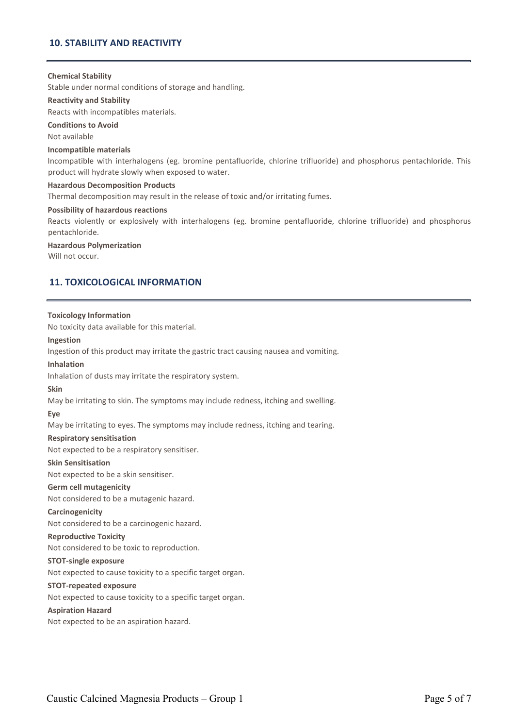## 10. STABILITY AND REACTIVITY

**Chemical Stability**

Stable under normal conditions of storage and handling.

**Reactivity and Stability**

Reacts with incompatibles materials.

**Conditions to Avoid**

Not available

**Incompatible materials**

Incompatible with interhalogens (eg. bromine pentafluoride, chlorine trifluoride) and phosphorus pentachloride. This product will hydrate slowly when exposed to water.

**Hazardous Decomposition Products**

Thermal decomposition may result in the release of toxic and/or irritating fumes.

**Possibility of hazardous reactions**

Reacts violently or explosively with interhalogens (eg. bromine pentafluoride, chlorine trifluoride) and phosphorus pentachloride.

**Hazardous Polymerization**

Will not occur.

## 11. TOXICOLOGICAL INFORMATION

**Toxicology Information**

No toxicity data available for this material.

**Ingestion**

Ingestion of this product may irritate the gastric tract causing nausea and vomiting.

**Inhalation**

Inhalation of dusts may irritate the respiratory system.

**Skin**

May be irritating to skin. The symptoms may include redness, itching and swelling.

**Eye**

May be irritating to eyes. The symptoms may include redness, itching and tearing.

**Respiratory sensitisation**

Not expected to be a respiratory sensitiser.

**Skin Sensitisation**

Not expected to be a skin sensitiser.

**Germ cell mutagenicity**

Not considered to be a mutagenic hazard.

**Carcinogenicity**

Not considered to be a carcinogenic hazard.

**Reproductive Toxicity**

Not considered to be toxic to reproduction.

**STOT-single exposure**

Not expected to cause toxicity to a specific target organ.

**STOT-repeated exposure**

Not expected to cause toxicity to a specific target organ.

**Aspiration Hazard**

Not expected to be an aspiration hazard.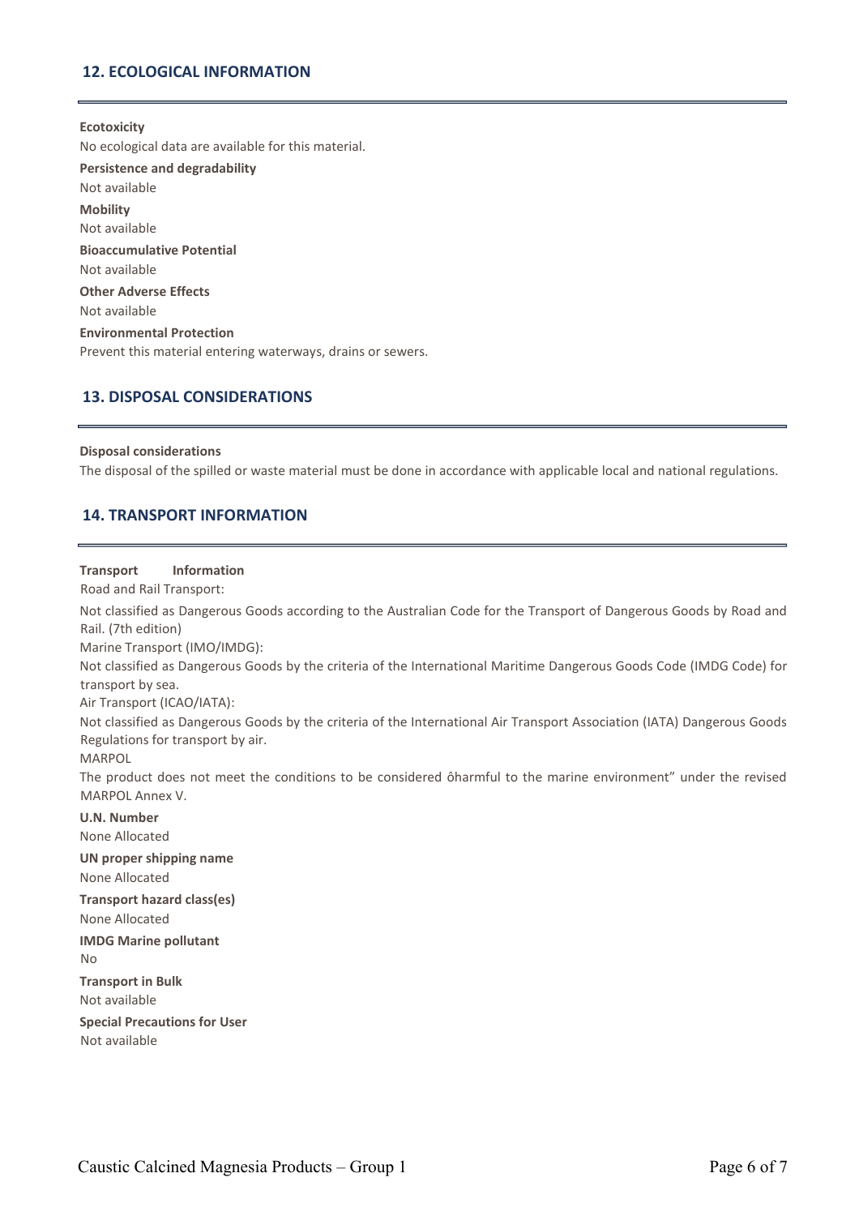## 12. ECOLOGICAL INFORMATION

**Ecotoxicity**

No ecological data are available for this material.

**Persistence and degradability**

Not available

**Mobility**

Not available

**Bioaccumulative Potential**

Not available

**Other Adverse Effects**

Not available

**Environmental Protection**

Prevent this material entering waterways, drains or sewers.

## 13. DISPOSAL CONSIDERATIONS

**Disposal considerations**

The disposal of the spilled or waste material must be done in accordance with applicable local and national regulations.

## 14. TRANSPORT INFORMATION

**Transport Information**

Road and Rail Transport:

Not classified as Dangerous Goods according to the Australian Code for the Transport of Dangerous Goods by Road and Rail. (7th edition)

Marine Transport (IMO/IMDG):

Not classified as Dangerous Goods by the criteria of the International Maritime Dangerous Goods Code (IMDG Code) for transport by sea.

Air Transport (ICAO/IATA):

Not classified as Dangerous Goods by the criteria of the International Air Transport Association (IATA) Dangerous Goods Regulations for transport by air.

MARPOL

The product does not meet the conditions to be considered ôharmful to the marine environment" under the revised MARPOL Annex V.

**U.N. Number**

None Allocated

**UN proper shipping name**

None Allocated

**Transport hazard class(es)**

None Allocated

**IMDG Marine pollutant**

No

**Transport in Bulk**

Not available

**Special Precautions for User**

Not available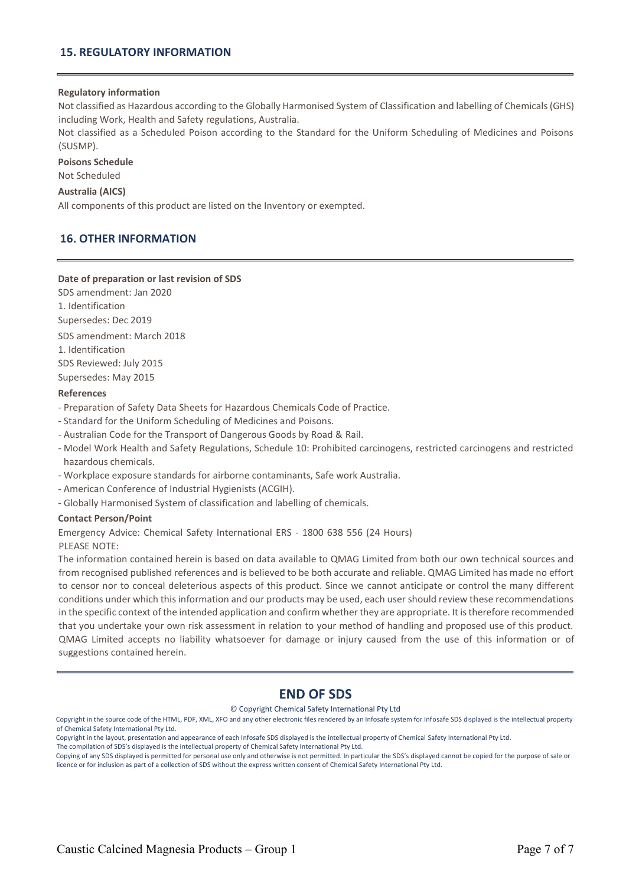## 15. REGULATORY INFORMATION

**Regulatory information**

Not classified as Hazardous according to the Globally Harmonised System of Classification and labelling of Chemicals (GHS) including Work, Health and Safety regulations, Australia.

Not classified as a Scheduled Poison according to the Standard for the Uniform Scheduling of Medicines and Poisons (SUSMP).

**Poisons Schedule**

Not Scheduled

**Australia (AICS)**

All components of this product are listed on the Inventory or exempted.

## 16. OTHER INFORMATION

**Date of preparation or last revision of SDS**

SDS amendment: Jan 2020

1. Identification

Supersedes: Dec 2019

SDS amendment: March 2018

1. Identification

SDS Reviewed: July 2015

Supersedes: May 2015

**References**

- Preparation of Safety Data Sheets for Hazardous Chemicals Code of Practice.
- Standard for the Uniform Scheduling of Medicines and Poisons.
- Australian Code for the Transport of Dangerous Goods by Road & Rail.
- Model Work Health and Safety Regulations, Schedule 10: Prohibited carcinogens, restricted carcinogens and restricted hazardous chemicals.
- Workplace exposure standards for airborne contaminants, Safe work Australia.
- American Conference of Industrial Hygienists (ACGIH).
- Globally Harmonised System of classification and labelling of chemicals.

**Contact Person/Point**

Emergency Advice: Chemical Safety International ERS - 1800 638 556 (24 Hours)

PLEASE NOTE:

The information contained herein is based on data available to QMAG Limited from both our own technical sources and from recognised published references and is believed to be both accurate and reliable. QMAG Limited has made no effort to censor nor to conceal deleterious aspects of this product. Since we cannot anticipate or control the many different conditions under which this information and our products may be used, each user should review these recommendations in the specific context of the intended application and confirm whether they are appropriate. It is therefore recommended that you undertake your own risk assessment in relation to your method of handling and proposed use of this product. QMAG Limited accepts no liability whatsoever for damage or injury caused from the use of this information or of suggestions contained herein.

## END OF SDS

© Copyright Chemical Safety International Pty Ltd

Copyright in the source code of the HTML, PDF, XML, XFO and any other electronic files rendered by an Infosafe system for Infosafe SDS displayed is the intellectual property of Chemical Safety International Pty Ltd.

Copyright in the layout, presentation and appearance of each Infosafe SDS displayed is the intellectual property of Chemical Safety International Pty Ltd.

The compilation of SDS's displayed is the intellectual property of Chemical Safety International Pty Ltd.

Copying of any SDS displayed is permitted for personal use only and otherwise is not permitted. In particular the SDS's displayed cannot be copied for the purpose of sale or licence or for inclusion as part of a collection of SDS without the express written consent of Chemical Safety International Pty Ltd.